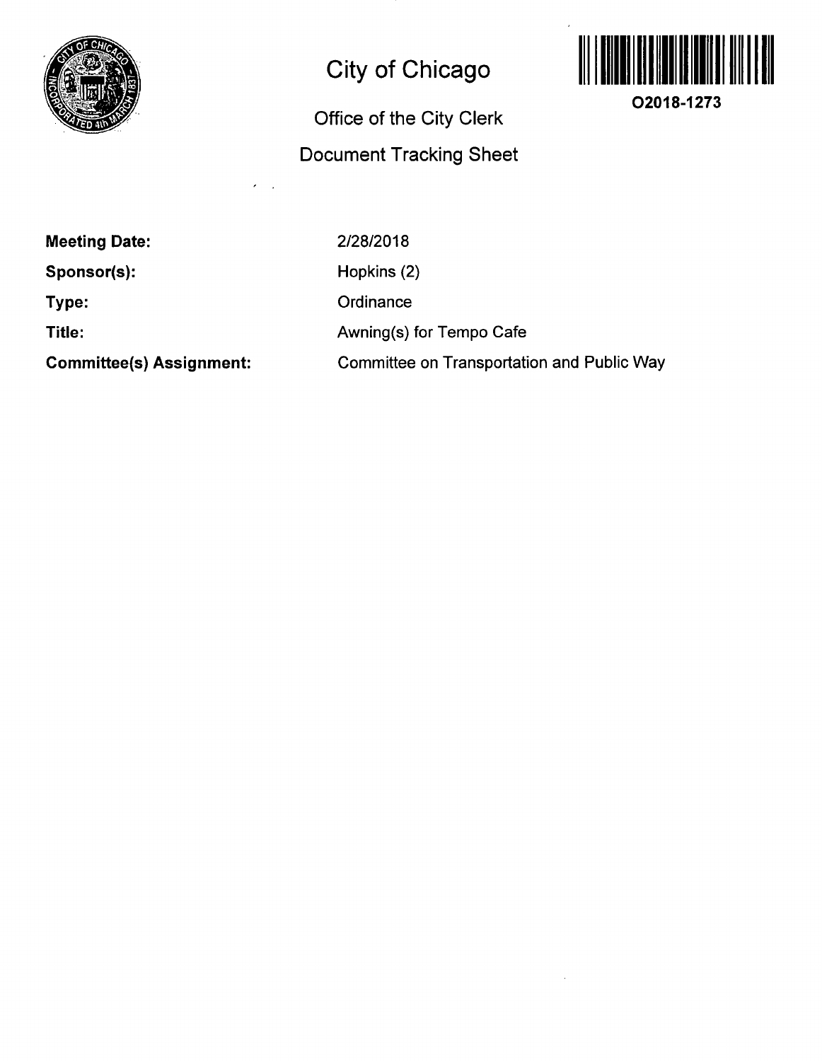# City of Chicago

## Office of the City Clerk

## Document Tracking Sheet

**O2018-1273**

| | |
|---|---|
| **Meeting Date:** | 2/28/2018 |
| **Sponsor(s):** | Hopkins (2) |
| **Type:** | Ordinance |
| **Title:** | Awning(s) for Tempo Cafe |
| **Committee(s) Assignment:** | Committee on Transportation and Public Way |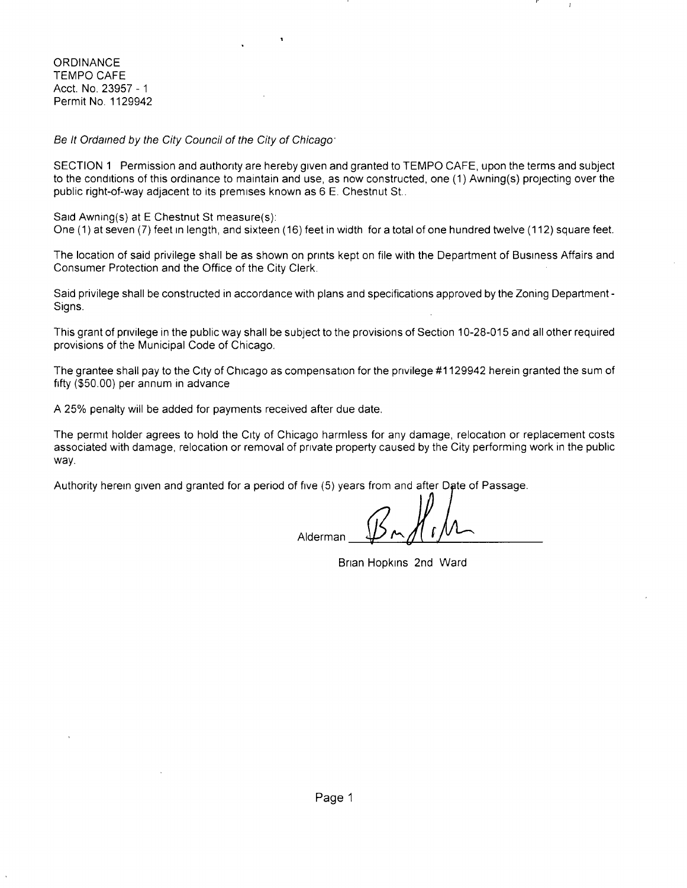ORDINANCE
TEMPO CAFE
Acct. No. 23957 - 1
Permit No. 1129942

*Be It Ordained by the City Council of the City of Chicago:*

SECTION 1 Permission and authority are hereby given and granted to TEMPO CAFE, upon the terms and subject to the conditions of this ordinance to maintain and use, as now constructed, one (1) Awning(s) projecting over the public right-of-way adjacent to its premises known as 6 E. Chestnut St..

Said Awning(s) at E Chestnut St measure(s):
One (1) at seven (7) feet in length, and sixteen (16) feet in width for a total of one hundred twelve (112) square feet.

The location of said privilege shall be as shown on prints kept on file with the Department of Business Affairs and Consumer Protection and the Office of the City Clerk.

Said privilege shall be constructed in accordance with plans and specifications approved by the Zoning Department - Signs.

This grant of privilege in the public way shall be subject to the provisions of Section 10-28-015 and all other required provisions of the Municipal Code of Chicago.

The grantee shall pay to the City of Chicago as compensation for the privilege #1129942 herein granted the sum of fifty ($50.00) per annum in advance

A 25% penalty will be added for payments received after due date.

The permit holder agrees to hold the City of Chicago harmless for any damage, relocation or replacement costs associated with damage, relocation or removal of private property caused by the City performing work in the public way.

Authority herein given and granted for a period of five (5) years from and after Date of Passage.

Alderman ______________________

Brian Hopkins 2nd Ward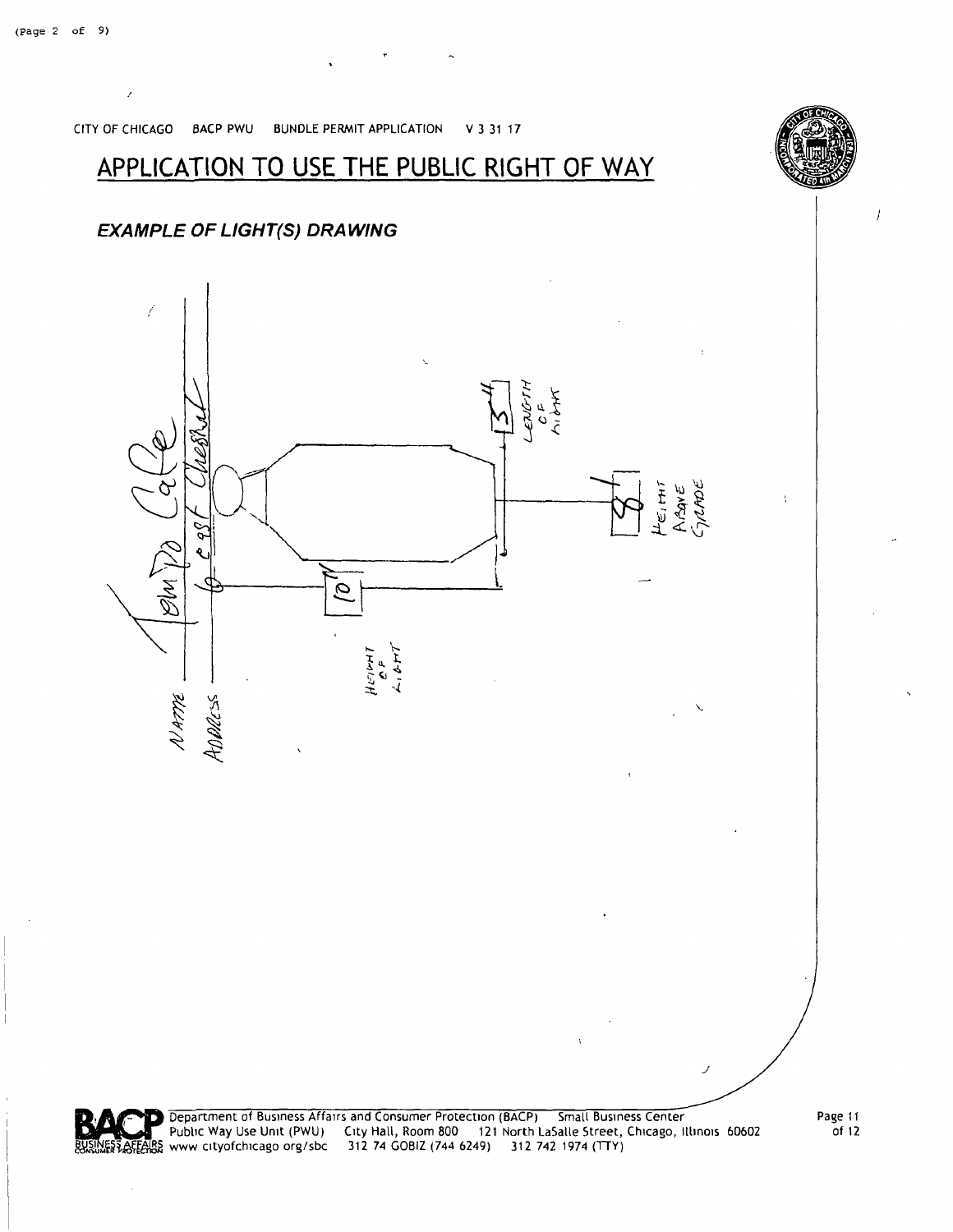CITY OF CHICAGO BACP PWU BUNDLE PERMIT APPLICATION V 3 31 17

# APPLICATION TO USE THE PUBLIC RIGHT OF WAY

### *EXAMPLE OF LIGHT(S) DRAWING*

NAME Tom Po Cafe

ADDRESS 6 east Chestnut

10' HEIGHT OF LIGHT

3' LENGTH OF LIGHT

8' HEIGHT ABOVE GRADE

Department of Business Affairs and Consumer Protection (BACP) Small Business Center
Public Way Use Unit (PWU) City Hall, Room 800 121 North LaSalle Street, Chicago, Illinois 60602
www cityofchicago org/sbc 312 74 GOBIZ (744 6249) 312 742 1974 (TTY)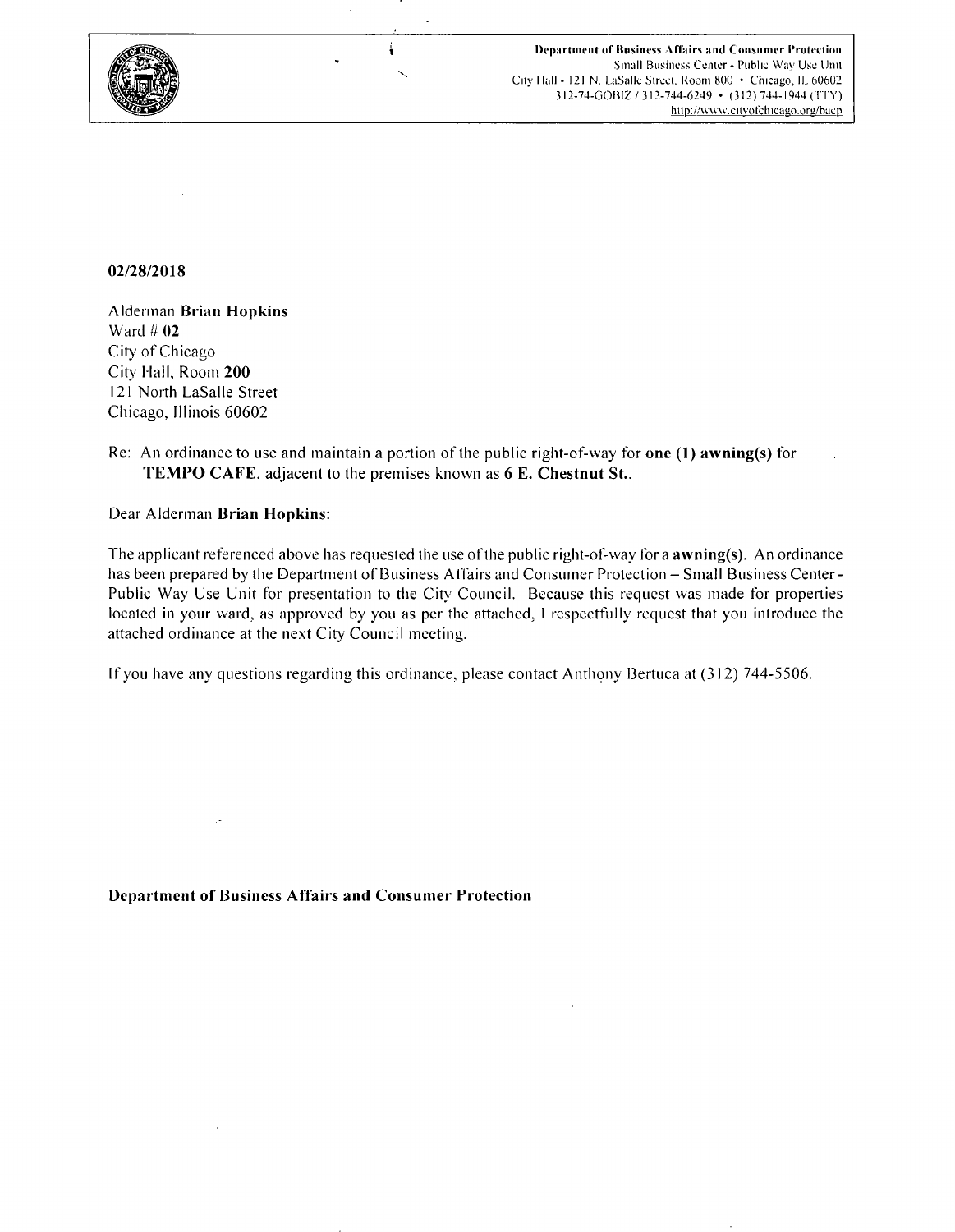**Department of Business Affairs and Consumer Protection**
Small Business Center - Public Way Use Unit
City Hall - 121 N. LaSalle Street, Room 800 • Chicago, IL 60602
312-74-GOBIZ / 312-744-6249 • (312) 744-1944 (TTY)
http://www.cityofchicago.org/bacp

**02/28/2018**

Alderman **Brian Hopkins**
Ward # **02**
City of Chicago
City Hall, Room **200**
121 North LaSalle Street
Chicago, Illinois 60602

Re: An ordinance to use and maintain a portion of the public right-of-way for **one (1) awning(s)** for **TEMPO CAFE**, adjacent to the premises known as **6 E. Chestnut St.**.

Dear Alderman **Brian Hopkins**:

The applicant referenced above has requested the use of the public right-of-way for a **awning(s)**. An ordinance has been prepared by the Department of Business Affairs and Consumer Protection – Small Business Center - Public Way Use Unit for presentation to the City Council. Because this request was made for properties located in your ward, as approved by you as per the attached, I respectfully request that you introduce the attached ordinance at the next City Council meeting.

If you have any questions regarding this ordinance, please contact Anthony Bertuca at (312) 744-5506.

**Department of Business Affairs and Consumer Protection**